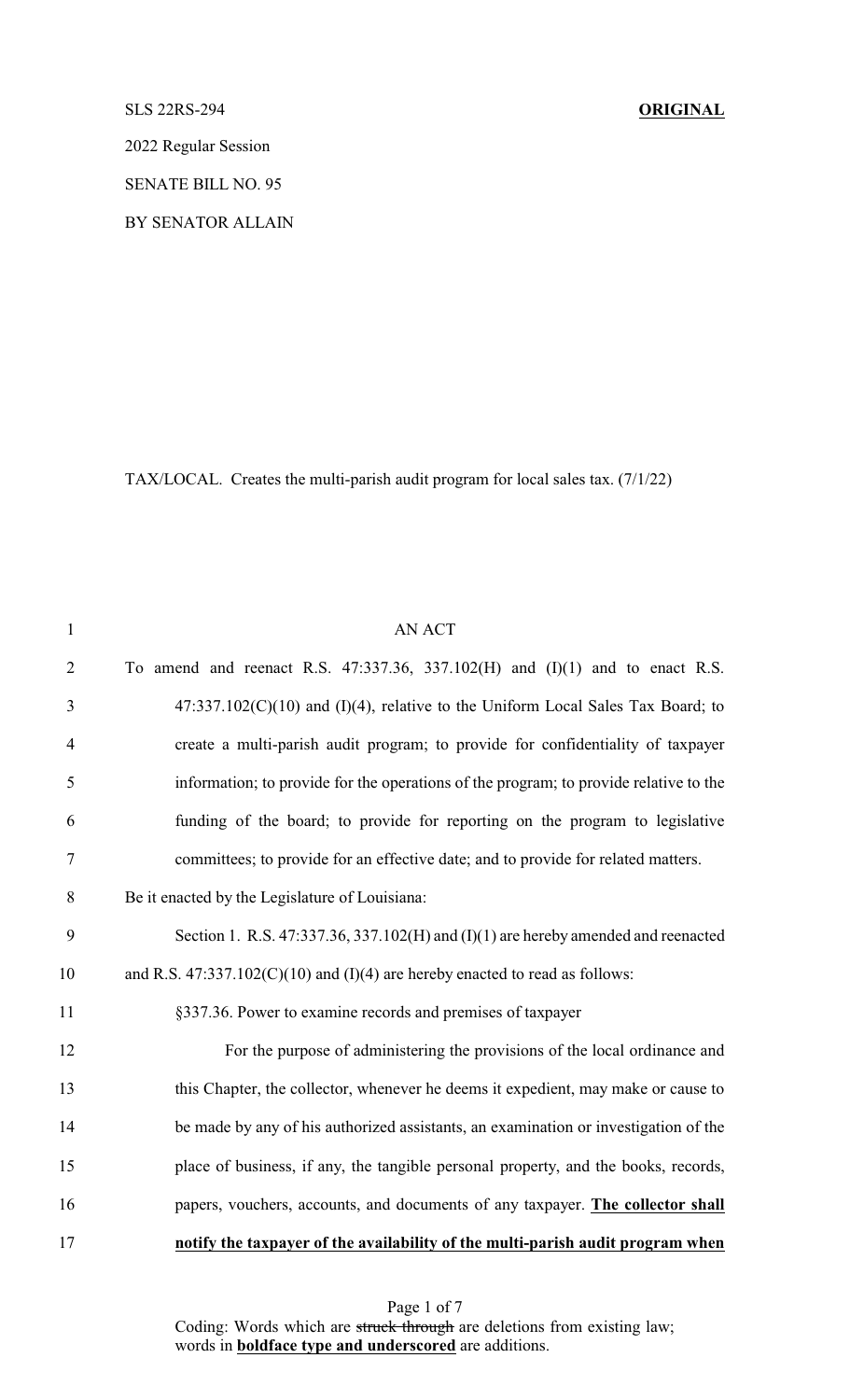SLS 22RS-294 **ORIGINAL**

2022 Regular Session

SENATE BILL NO. 95

BY SENATOR ALLAIN

TAX/LOCAL. Creates the multi-parish audit program for local sales tax. (7/1/22)

AN ACT

To amend and reenact R.S. 47:337.36, 337.102(H) and (I)(1) and to enact R.S. 47:337.102(C)(10) and (I)(4), relative to the Uniform Local Sales Tax Board; to create a multi-parish audit program; to provide for confidentiality of taxpayer information; to provide for the operations of the program; to provide relative to the funding of the board; to provide for reporting on the program to legislative committees; to provide for an effective date; and to provide for related matters.

Be it enacted by the Legislature of Louisiana:

Section 1. R.S. 47:337.36, 337.102(H) and (I)(1) are hereby amended and reenacted and R.S. 47:337.102(C)(10) and (I)(4) are hereby enacted to read as follows:

§337.36. Power to examine records and premises of taxpayer

For the purpose of administering the provisions of the local ordinance and this Chapter, the collector, whenever he deems it expedient, may make or cause to be made by any of his authorized assistants, an examination or investigation of the place of business, if any, the tangible personal property, and the books, records, papers, vouchers, accounts, and documents of any taxpayer. <u>**The collector shall notify the taxpayer of the availability of the multi-parish audit program when**</u>

Coding: Words which are ~~struck through~~ are deletions from existing law; words in <u>**boldface type and underscored**</u> are additions.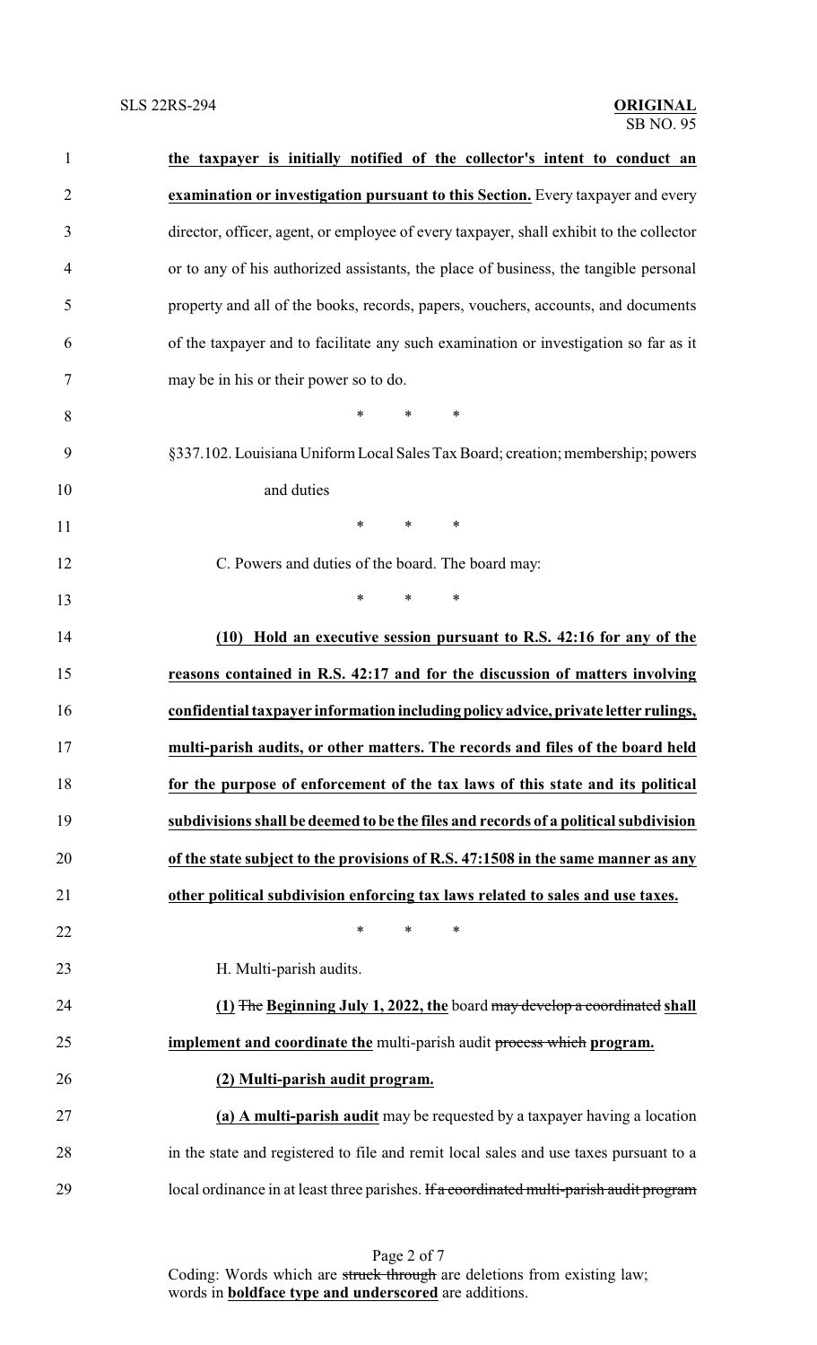**the taxpayer is initially notified of the collector's intent to conduct an examination or investigation pursuant to this Section.** Every taxpayer and every director, officer, agent, or employee of every taxpayer, shall exhibit to the collector or to any of his authorized assistants, the place of business, the tangible personal property and all of the books, records, papers, vouchers, accounts, and documents of the taxpayer and to facilitate any such examination or investigation so far as it may be in his or their power so to do.

\* \* \*

§337.102. Louisiana Uniform Local Sales Tax Board; creation; membership; powers and duties

\* \* \*

C. Powers and duties of the board. The board may:

\* \* \*

**(10) Hold an executive session pursuant to R.S. 42:16 for any of the reasons contained in R.S. 42:17 and for the discussion of matters involving confidential taxpayer information including policy advice, private letter rulings, multi-parish audits, or other matters. The records and files of the board held for the purpose of enforcement of the tax laws of this state and its political subdivisions shall be deemed to be the files and records of a political subdivision of the state subject to the provisions of R.S. 47:1508 in the same manner as any other political subdivision enforcing tax laws related to sales and use taxes.**

\* \* \*

H. Multi-parish audits.

**(1)** ~~The~~ **Beginning July 1, 2022, the** board ~~may develop a coordinated~~ **shall implement and coordinate the** multi-parish audit ~~process which~~ **program.**

**(2) Multi-parish audit program.**

**(a) A multi-parish audit** may be requested by a taxpayer having a location in the state and registered to file and remit local sales and use taxes pursuant to a local ordinance in at least three parishes. ~~If a coordinated multi-parish audit program~~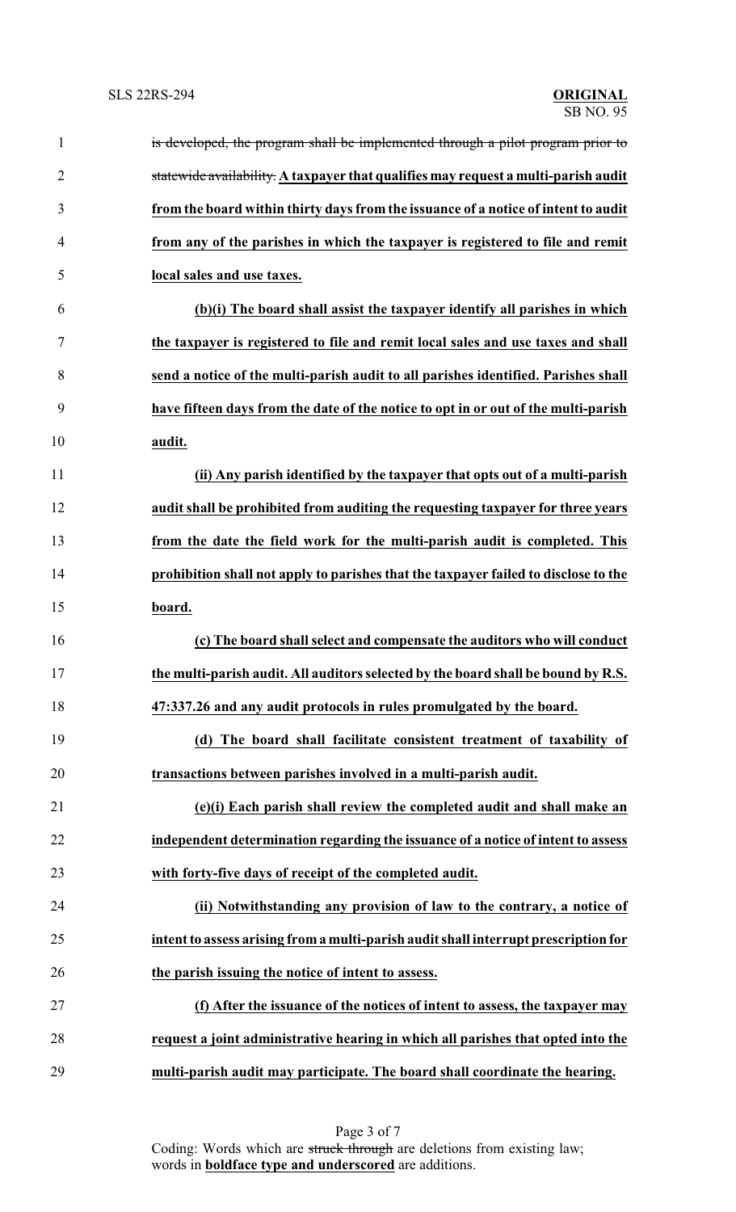~~is developed, the program shall be implemented through a pilot program prior to statewide availability.~~ **A taxpayer that qualifies may request a multi-parish audit from the board within thirty days from the issuance of a notice of intent to audit from any of the parishes in which the taxpayer is registered to file and remit local sales and use taxes.**

**(b)(i) The board shall assist the taxpayer identify all parishes in which the taxpayer is registered to file and remit local sales and use taxes and shall send a notice of the multi-parish audit to all parishes identified. Parishes shall have fifteen days from the date of the notice to opt in or out of the multi-parish audit.**

**(ii) Any parish identified by the taxpayer that opts out of a multi-parish audit shall be prohibited from auditing the requesting taxpayer for three years from the date the field work for the multi-parish audit is completed. This prohibition shall not apply to parishes that the taxpayer failed to disclose to the board.**

**(c) The board shall select and compensate the auditors who will conduct the multi-parish audit. All auditors selected by the board shall be bound by R.S. 47:337.26 and any audit protocols in rules promulgated by the board.**

**(d) The board shall facilitate consistent treatment of taxability of transactions between parishes involved in a multi-parish audit.**

**(e)(i) Each parish shall review the completed audit and shall make an independent determination regarding the issuance of a notice of intent to assess with forty-five days of receipt of the completed audit.**

**(ii) Notwithstanding any provision of law to the contrary, a notice of intent to assess arising from a multi-parish audit shall interrupt prescription for the parish issuing the notice of intent to assess.**

**(f) After the issuance of the notices of intent to assess, the taxpayer may request a joint administrative hearing in which all parishes that opted into the multi-parish audit may participate. The board shall coordinate the hearing.**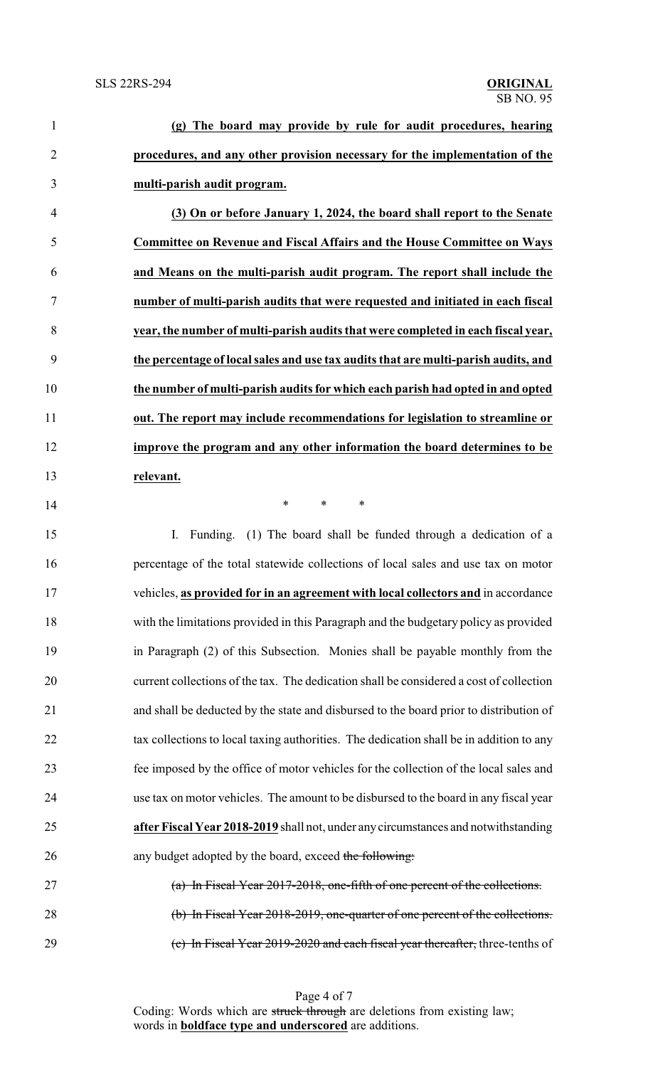**(g) The board may provide by rule for audit procedures, hearing procedures, and any other provision necessary for the implementation of the multi-parish audit program.**

**(3) On or before January 1, 2024, the board shall report to the Senate Committee on Revenue and Fiscal Affairs and the House Committee on Ways and Means on the multi-parish audit program. The report shall include the number of multi-parish audits that were requested and initiated in each fiscal year, the number of multi-parish audits that were completed in each fiscal year, the percentage of local sales and use tax audits that are multi-parish audits, and the number of multi-parish audits for which each parish had opted in and opted out. The report may include recommendations for legislation to streamline or improve the program and any other information the board determines to be relevant.**

\* \* \*

I. Funding. (1) The board shall be funded through a dedication of a percentage of the total statewide collections of local sales and use tax on motor vehicles, **as provided for in an agreement with local collectors and** in accordance with the limitations provided in this Paragraph and the budgetary policy as provided in Paragraph (2) of this Subsection. Monies shall be payable monthly from the current collections of the tax. The dedication shall be considered a cost of collection and shall be deducted by the state and disbursed to the board prior to distribution of tax collections to local taxing authorities. The dedication shall be in addition to any fee imposed by the office of motor vehicles for the collection of the local sales and use tax on motor vehicles. The amount to be disbursed to the board in any fiscal year **after Fiscal Year 2018-2019** shall not, under any circumstances and notwithstanding any budget adopted by the board, exceed ~~the following:~~

~~(a) In Fiscal Year 2017-2018, one-fifth of one percent of the collections.~~

~~(b) In Fiscal Year 2018-2019, one-quarter of one percent of the collections.~~

~~(c) In Fiscal Year 2019-2020 and each fiscal year thereafter,~~ three-tenths of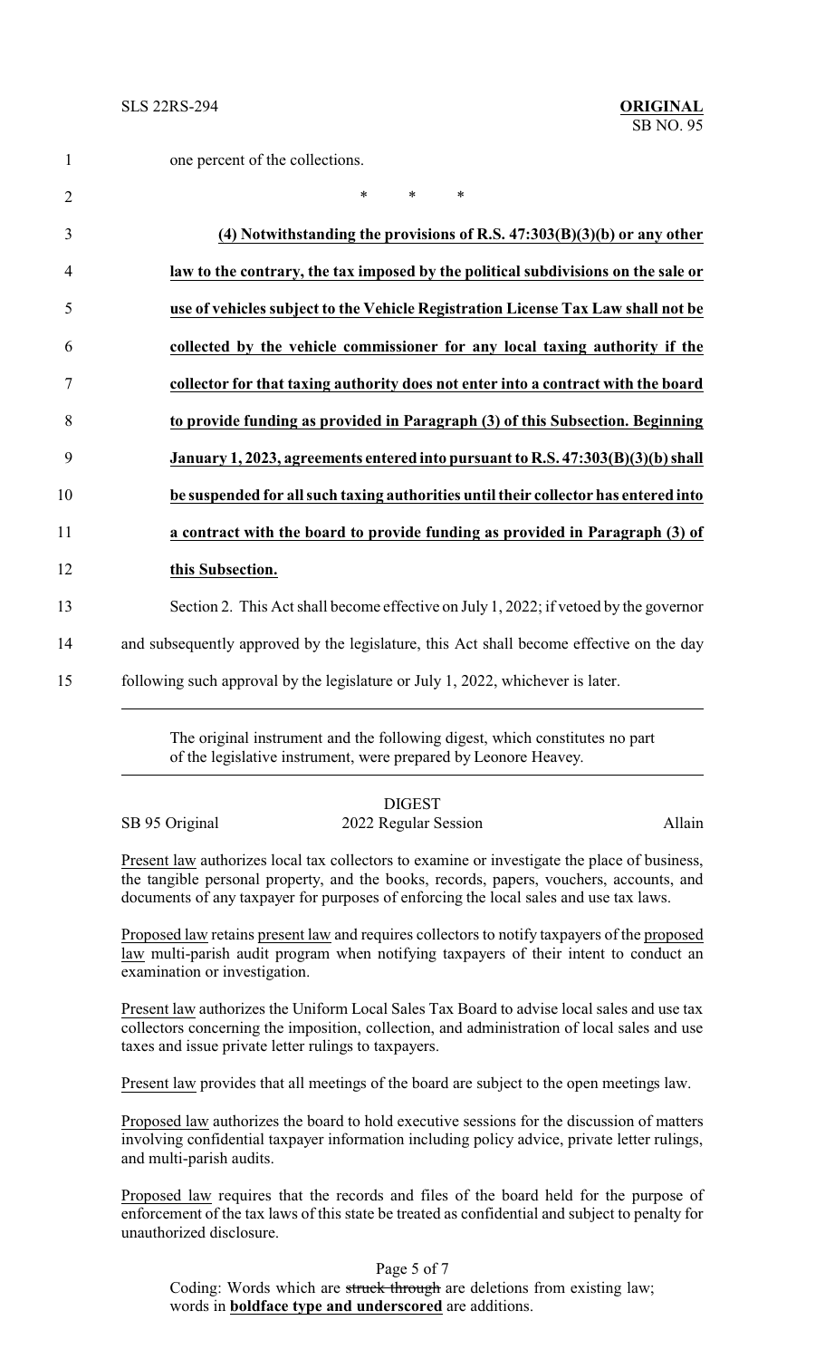one percent of the collections.

\* \* \*

**(4) Notwithstanding the provisions of R.S. 47:303(B)(3)(b) or any other law to the contrary, the tax imposed by the political subdivisions on the sale or use of vehicles subject to the Vehicle Registration License Tax Law shall not be collected by the vehicle commissioner for any local taxing authority if the collector for that taxing authority does not enter into a contract with the board to provide funding as provided in Paragraph (3) of this Subsection. Beginning January 1, 2023, agreements entered into pursuant to R.S. 47:303(B)(3)(b) shall be suspended for all such taxing authorities until their collector has entered into a contract with the board to provide funding as provided in Paragraph (3) of this Subsection.**

Section 2. This Act shall become effective on July 1, 2022; if vetoed by the governor and subsequently approved by the legislature, this Act shall become effective on the day following such approval by the legislature or July 1, 2022, whichever is later.

---

The original instrument and the following digest, which constitutes no part of the legislative instrument, were prepared by Leonore Heavey.

---

DIGEST

SB 95 Original — 2022 Regular Session — Allain

Present law authorizes local tax collectors to examine or investigate the place of business, the tangible personal property, and the books, records, papers, vouchers, accounts, and documents of any taxpayer for purposes of enforcing the local sales and use tax laws.

Proposed law retains present law and requires collectors to notify taxpayers of the proposed law multi-parish audit program when notifying taxpayers of their intent to conduct an examination or investigation.

Present law authorizes the Uniform Local Sales Tax Board to advise local sales and use tax collectors concerning the imposition, collection, and administration of local sales and use taxes and issue private letter rulings to taxpayers.

Present law provides that all meetings of the board are subject to the open meetings law.

Proposed law authorizes the board to hold executive sessions for the discussion of matters involving confidential taxpayer information including policy advice, private letter rulings, and multi-parish audits.

Proposed law requires that the records and files of the board held for the purpose of enforcement of the tax laws of this state be treated as confidential and subject to penalty for unauthorized disclosure.

Coding: Words which are ~~struck through~~ are deletions from existing law; words in **boldface type and underscored** are additions.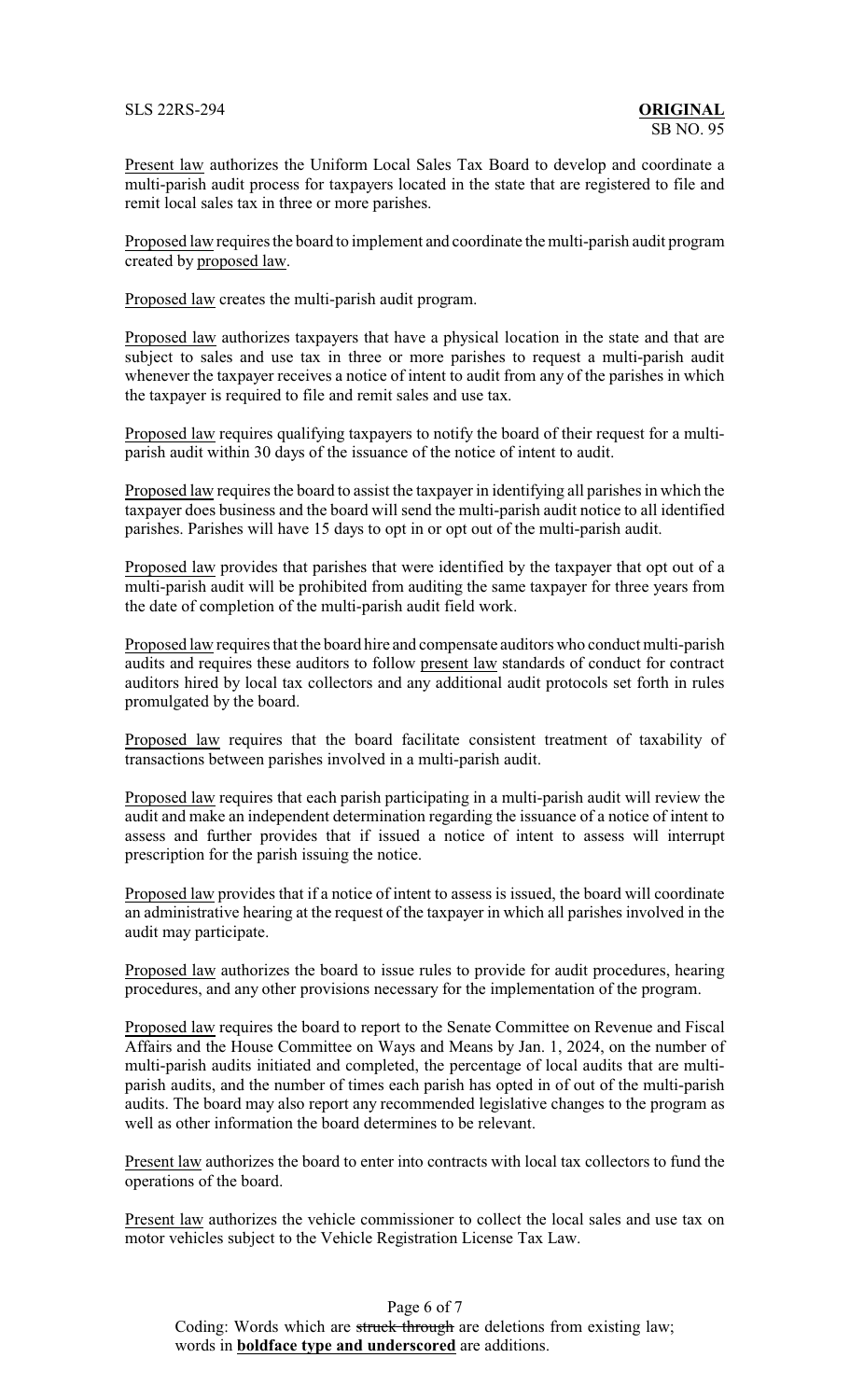Present law authorizes the Uniform Local Sales Tax Board to develop and coordinate a multi-parish audit process for taxpayers located in the state that are registered to file and remit local sales tax in three or more parishes.

Proposed law requires the board to implement and coordinate the multi-parish audit program created by proposed law.

Proposed law creates the multi-parish audit program.

Proposed law authorizes taxpayers that have a physical location in the state and that are subject to sales and use tax in three or more parishes to request a multi-parish audit whenever the taxpayer receives a notice of intent to audit from any of the parishes in which the taxpayer is required to file and remit sales and use tax.

Proposed law requires qualifying taxpayers to notify the board of their request for a multi-parish audit within 30 days of the issuance of the notice of intent to audit.

Proposed law requires the board to assist the taxpayer in identifying all parishes in which the taxpayer does business and the board will send the multi-parish audit notice to all identified parishes. Parishes will have 15 days to opt in or opt out of the multi-parish audit.

Proposed law provides that parishes that were identified by the taxpayer that opt out of a multi-parish audit will be prohibited from auditing the same taxpayer for three years from the date of completion of the multi-parish audit field work.

Proposed law requires that the board hire and compensate auditors who conduct multi-parish audits and requires these auditors to follow present law standards of conduct for contract auditors hired by local tax collectors and any additional audit protocols set forth in rules promulgated by the board.

Proposed law requires that the board facilitate consistent treatment of taxability of transactions between parishes involved in a multi-parish audit.

Proposed law requires that each parish participating in a multi-parish audit will review the audit and make an independent determination regarding the issuance of a notice of intent to assess and further provides that if issued a notice of intent to assess will interrupt prescription for the parish issuing the notice.

Proposed law provides that if a notice of intent to assess is issued, the board will coordinate an administrative hearing at the request of the taxpayer in which all parishes involved in the audit may participate.

Proposed law authorizes the board to issue rules to provide for audit procedures, hearing procedures, and any other provisions necessary for the implementation of the program.

Proposed law requires the board to report to the Senate Committee on Revenue and Fiscal Affairs and the House Committee on Ways and Means by Jan. 1, 2024, on the number of multi-parish audits initiated and completed, the percentage of local audits that are multi-parish audits, and the number of times each parish has opted in of out of the multi-parish audits. The board may also report any recommended legislative changes to the program as well as other information the board determines to be relevant.

Present law authorizes the board to enter into contracts with local tax collectors to fund the operations of the board.

Present law authorizes the vehicle commissioner to collect the local sales and use tax on motor vehicles subject to the Vehicle Registration License Tax Law.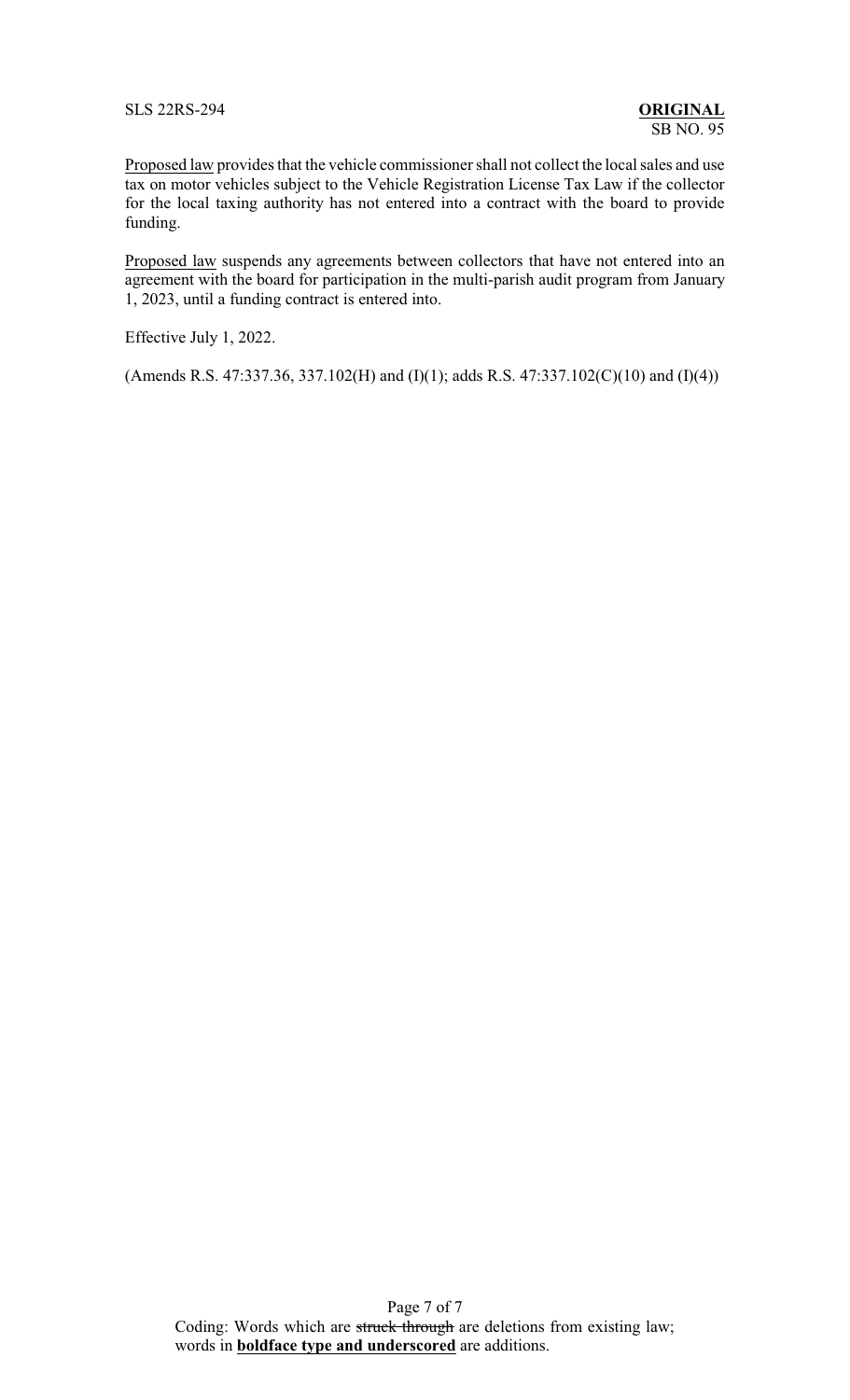Proposed law provides that the vehicle commissioner shall not collect the local sales and use tax on motor vehicles subject to the Vehicle Registration License Tax Law if the collector for the local taxing authority has not entered into a contract with the board to provide funding.

Proposed law suspends any agreements between collectors that have not entered into an agreement with the board for participation in the multi-parish audit program from January 1, 2023, until a funding contract is entered into.

Effective July 1, 2022.

(Amends R.S. 47:337.36, 337.102(H) and (I)(1); adds R.S. 47:337.102(C)(10) and (I)(4))

Coding: Words which are ~~struck through~~ are deletions from existing law; words in **boldface type and underscored** are additions.